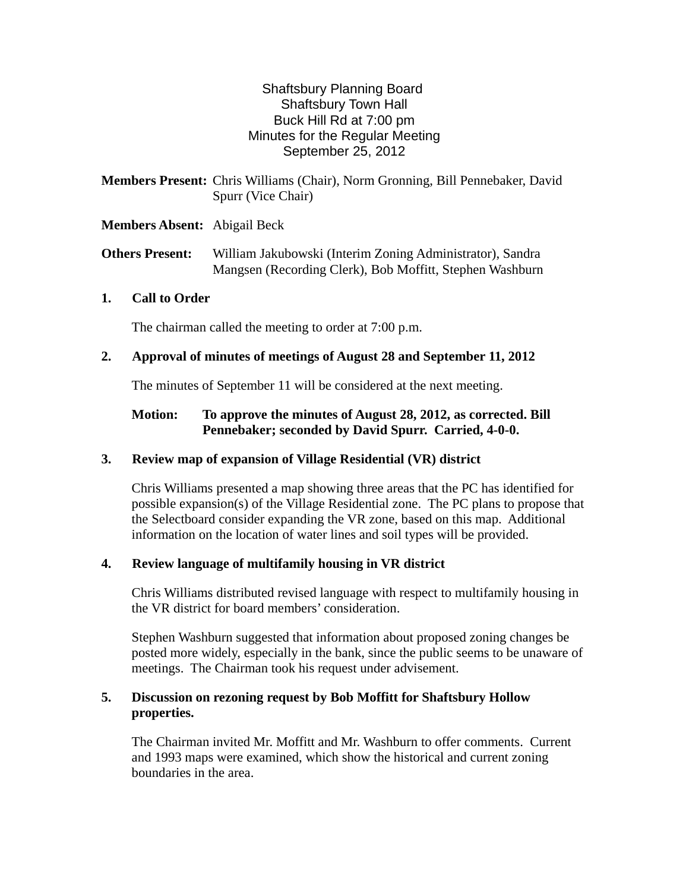# Shaftsbury Planning Board
Shaftsbury Town Hall
Buck Hill Rd at 7:00 pm
Minutes for the Regular Meeting
September 25, 2012

**Members Present:** Chris Williams (Chair), Norm Gronning, Bill Pennebaker, David Spurr (Vice Chair)

**Members Absent:** Abigail Beck

**Others Present:** William Jakubowski (Interim Zoning Administrator), Sandra Mangsen (Recording Clerk), Bob Moffitt, Stephen Washburn

## 1. Call to Order

The chairman called the meeting to order at 7:00 p.m.

## 2. Approval of minutes of meetings of August 28 and September 11, 2012

The minutes of September 11 will be considered at the next meeting.

**Motion: To approve the minutes of August 28, 2012, as corrected. Bill Pennebaker; seconded by David Spurr. Carried, 4-0-0.**

## 3. Review map of expansion of Village Residential (VR) district

Chris Williams presented a map showing three areas that the PC has identified for possible expansion(s) of the Village Residential zone. The PC plans to propose that the Selectboard consider expanding the VR zone, based on this map. Additional information on the location of water lines and soil types will be provided.

## 4. Review language of multifamily housing in VR district

Chris Williams distributed revised language with respect to multifamily housing in the VR district for board members' consideration.

Stephen Washburn suggested that information about proposed zoning changes be posted more widely, especially in the bank, since the public seems to be unaware of meetings. The Chairman took his request under advisement.

## 5. Discussion on rezoning request by Bob Moffitt for Shaftsbury Hollow properties.

The Chairman invited Mr. Moffitt and Mr. Washburn to offer comments. Current and 1993 maps were examined, which show the historical and current zoning boundaries in the area.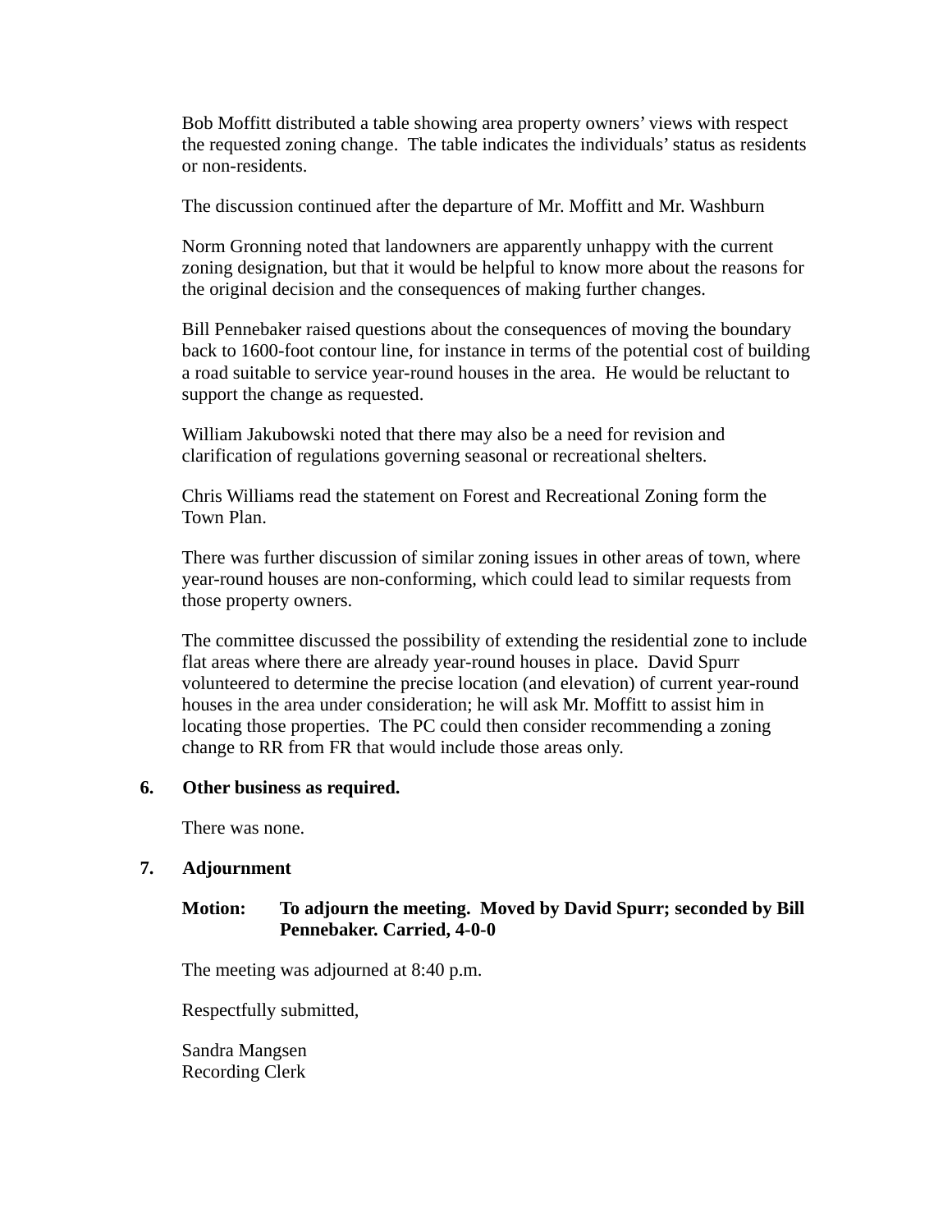Bob Moffitt distributed a table showing area property owners' views with respect the requested zoning change. The table indicates the individuals' status as residents or non-residents.

The discussion continued after the departure of Mr. Moffitt and Mr. Washburn

Norm Gronning noted that landowners are apparently unhappy with the current zoning designation, but that it would be helpful to know more about the reasons for the original decision and the consequences of making further changes.

Bill Pennebaker raised questions about the consequences of moving the boundary back to 1600-foot contour line, for instance in terms of the potential cost of building a road suitable to service year-round houses in the area. He would be reluctant to support the change as requested.

William Jakubowski noted that there may also be a need for revision and clarification of regulations governing seasonal or recreational shelters.

Chris Williams read the statement on Forest and Recreational Zoning form the Town Plan.

There was further discussion of similar zoning issues in other areas of town, where year-round houses are non-conforming, which could lead to similar requests from those property owners.

The committee discussed the possibility of extending the residential zone to include flat areas where there are already year-round houses in place. David Spurr volunteered to determine the precise location (and elevation) of current year-round houses in the area under consideration; he will ask Mr. Moffitt to assist him in locating those properties. The PC could then consider recommending a zoning change to RR from FR that would include those areas only.

**6. Other business as required.**

There was none.

**7. Adjournment**

**Motion: To adjourn the meeting. Moved by David Spurr; seconded by Bill Pennebaker. Carried, 4-0-0**

The meeting was adjourned at 8:40 p.m.

Respectfully submitted,

Sandra Mangsen
Recording Clerk